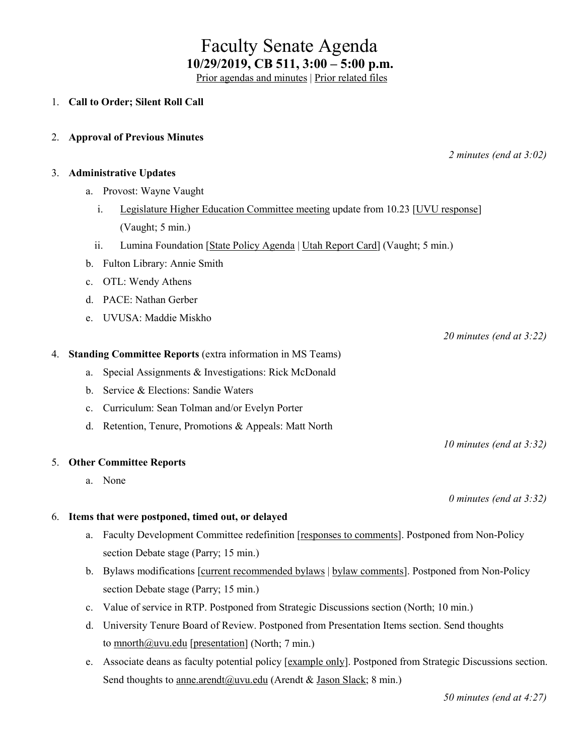# Faculty Senate Agenda

**10/29/2019, CB 511, 3:00 – 5:00 p.m.**

Prior agendas and minutes | Prior related files

1. **Call to Order; Silent Roll Call**

2. **Approval of Previous Minutes**

   *2 minutes (end at 3:02)*

3. **Administrative Updates**
   - a. Provost: Wayne Vaught
     - i. Legislature Higher Education Committee meeting update from 10.23 [UVU response] (Vaught; 5 min.)
     - ii. Lumina Foundation [State Policy Agenda | Utah Report Card] (Vaught; 5 min.)
   - b. Fulton Library: Annie Smith
   - c. OTL: Wendy Athens
   - d. PACE: Nathan Gerber
   - e. UVUSA: Maddie Miskho

   *20 minutes (end at 3:22)*

4. **Standing Committee Reports** (extra information in MS Teams)
   - a. Special Assignments & Investigations: Rick McDonald
   - b. Service & Elections: Sandie Waters
   - c. Curriculum: Sean Tolman and/or Evelyn Porter
   - d. Retention, Tenure, Promotions & Appeals: Matt North

   *10 minutes (end at 3:32)*

5. **Other Committee Reports**
   - a. None

   *0 minutes (end at 3:32)*

6. **Items that were postponed, timed out, or delayed**
   - a. Faculty Development Committee redefinition [responses to comments]. Postponed from Non-Policy section Debate stage (Parry; 15 min.)
   - b. Bylaws modifications [current recommended bylaws | bylaw comments]. Postponed from Non-Policy section Debate stage (Parry; 15 min.)
   - c. Value of service in RTP. Postponed from Strategic Discussions section (North; 10 min.)
   - d. University Tenure Board of Review. Postponed from Presentation Items section. Send thoughts to mnorth@uvu.edu [presentation] (North; 7 min.)
   - e. Associate deans as faculty potential policy [example only]. Postponed from Strategic Discussions section. Send thoughts to anne.arendt@uvu.edu (Arendt & Jason Slack; 8 min.)

   *50 minutes (end at 4:27)*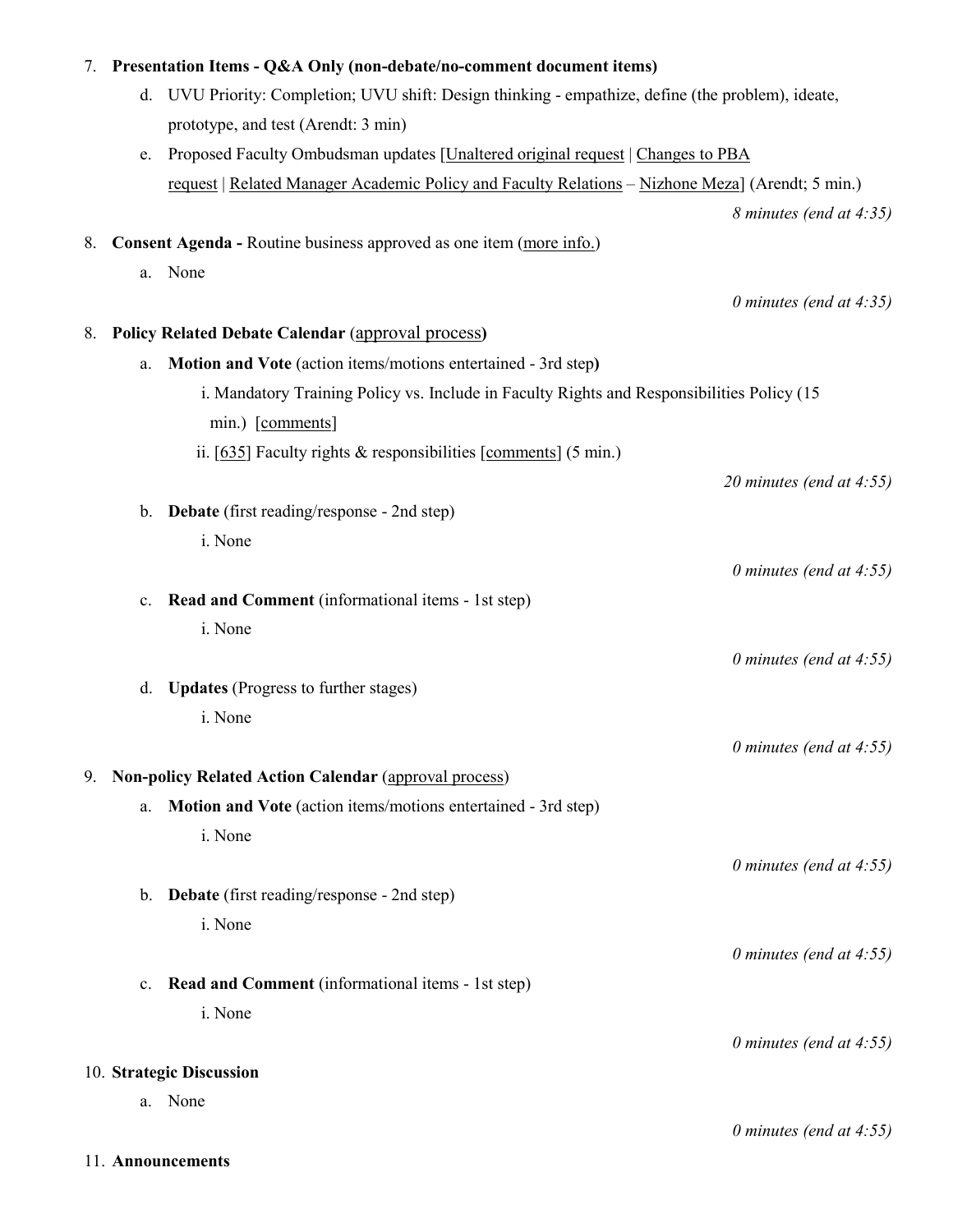7. **Presentation Items - Q&A Only (non-debate/no-comment document items)**
   d. UVU Priority: Completion; UVU shift: Design thinking - empathize, define (the problem), ideate, prototype, and test (Arendt: 3 min)
   e. Proposed Faculty Ombudsman updates [Unaltered original request | Changes to PBA request | Related Manager Academic Policy and Faculty Relations – Nizhone Meza] (Arendt; 5 min.)

   *8 minutes (end at 4:35)*

8. **Consent Agenda -** Routine business approved as one item (more info.)
   a. None

   *0 minutes (end at 4:35)*

8. **Policy Related Debate Calendar** (approval process**)**
   a. **Motion and Vote** (action items/motions entertained - 3rd step**)**
      i. Mandatory Training Policy vs. Include in Faculty Rights and Responsibilities Policy (15 min.) [comments]
      ii. [635] Faculty rights & responsibilities [comments] (5 min.)

   *20 minutes (end at 4:55)*

   b. **Debate** (first reading/response - 2nd step)
      i. None

   *0 minutes (end at 4:55)*

   c. **Read and Comment** (informational items - 1st step)
      i. None

   *0 minutes (end at 4:55)*

   d. **Updates** (Progress to further stages)
      i. None

   *0 minutes (end at 4:55)*

9. **Non-policy Related Action Calendar** (approval process)
   a. **Motion and Vote** (action items/motions entertained - 3rd step)
      i. None

   *0 minutes (end at 4:55)*

   b. **Debate** (first reading/response - 2nd step)
      i. None

   *0 minutes (end at 4:55)*

   c. **Read and Comment** (informational items - 1st step)
      i. None

   *0 minutes (end at 4:55)*

10. **Strategic Discussion**
    a. None

    *0 minutes (end at 4:55)*

11. **Announcements**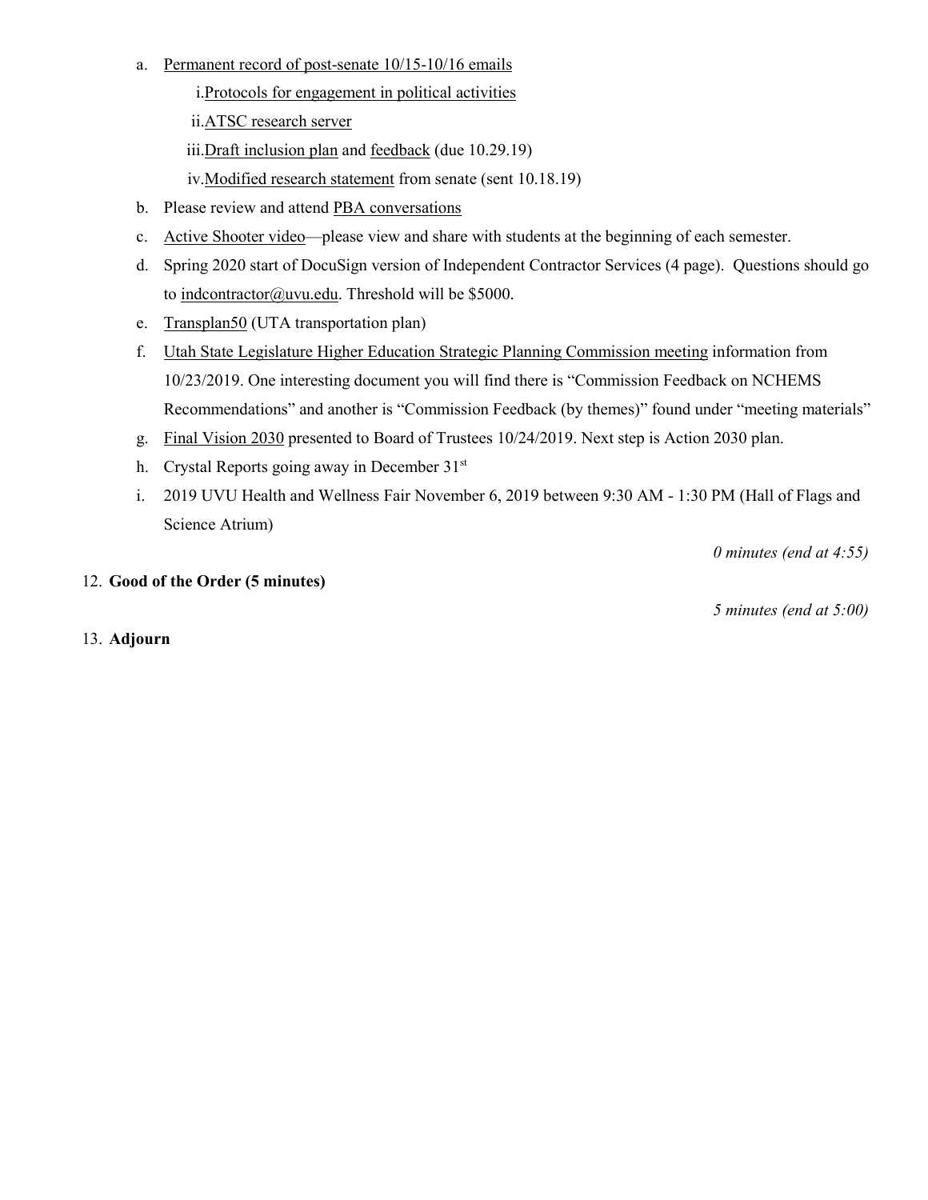a. Permanent record of post-senate 10/15-10/16 emails
    i. Protocols for engagement in political activities
    ii. ATSC research server
    iii. Draft inclusion plan and feedback (due 10.29.19)
    iv. Modified research statement from senate (sent 10.18.19)

b. Please review and attend PBA conversations

c. Active Shooter video—please view and share with students at the beginning of each semester.

d. Spring 2020 start of DocuSign version of Independent Contractor Services (4 page). Questions should go to indcontractor@uvu.edu. Threshold will be $5000.

e. Transplan50 (UTA transportation plan)

f. Utah State Legislature Higher Education Strategic Planning Commission meeting information from 10/23/2019. One interesting document you will find there is "Commission Feedback on NCHEMS Recommendations" and another is "Commission Feedback (by themes)" found under "meeting materials"

g. Final Vision 2030 presented to Board of Trustees 10/24/2019. Next step is Action 2030 plan.

h. Crystal Reports going away in December 31st

i. 2019 UVU Health and Wellness Fair November 6, 2019 between 9:30 AM - 1:30 PM (Hall of Flags and Science Atrium)

*0 minutes (end at 4:55)*

12. **Good of the Order (5 minutes)**

*5 minutes (end at 5:00)*

13. **Adjourn**